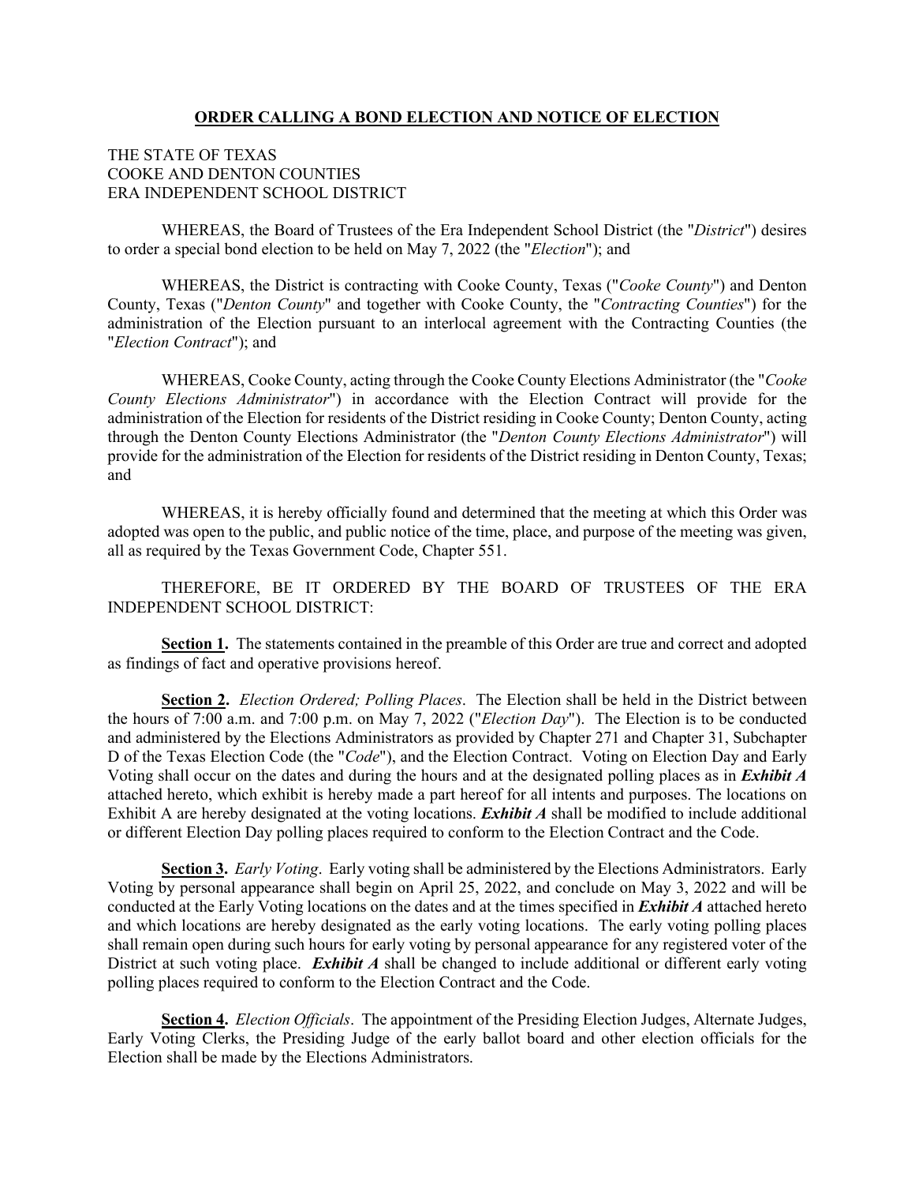## ORDER CALLING A BOND ELECTION AND NOTICE OF ELECTION

THE STATE OF TEXAS
COOKE AND DENTON COUNTIES
ERA INDEPENDENT SCHOOL DISTRICT

WHEREAS, the Board of Trustees of the Era Independent School District (the "*District*") desires to order a special bond election to be held on May 7, 2022 (the "*Election*"); and

WHEREAS, the District is contracting with Cooke County, Texas ("*Cooke County*") and Denton County, Texas ("*Denton County*" and together with Cooke County, the "*Contracting Counties*") for the administration of the Election pursuant to an interlocal agreement with the Contracting Counties (the "*Election Contract*"); and

WHEREAS, Cooke County, acting through the Cooke County Elections Administrator (the "*Cooke County Elections Administrator*") in accordance with the Election Contract will provide for the administration of the Election for residents of the District residing in Cooke County; Denton County, acting through the Denton County Elections Administrator (the "*Denton County Elections Administrator*") will provide for the administration of the Election for residents of the District residing in Denton County, Texas; and

WHEREAS, it is hereby officially found and determined that the meeting at which this Order was adopted was open to the public, and public notice of the time, place, and purpose of the meeting was given, all as required by the Texas Government Code, Chapter 551.

THEREFORE, BE IT ORDERED BY THE BOARD OF TRUSTEES OF THE ERA INDEPENDENT SCHOOL DISTRICT:

**Section 1.** The statements contained in the preamble of this Order are true and correct and adopted as findings of fact and operative provisions hereof.

**Section 2.** *Election Ordered; Polling Places*. The Election shall be held in the District between the hours of 7:00 a.m. and 7:00 p.m. on May 7, 2022 ("*Election Day*"). The Election is to be conducted and administered by the Elections Administrators as provided by Chapter 271 and Chapter 31, Subchapter D of the Texas Election Code (the "*Code*"), and the Election Contract. Voting on Election Day and Early Voting shall occur on the dates and during the hours and at the designated polling places as in ***Exhibit A*** attached hereto, which exhibit is hereby made a part hereof for all intents and purposes. The locations on Exhibit A are hereby designated at the voting locations. ***Exhibit A*** shall be modified to include additional or different Election Day polling places required to conform to the Election Contract and the Code.

**Section 3.** *Early Voting*. Early voting shall be administered by the Elections Administrators. Early Voting by personal appearance shall begin on April 25, 2022, and conclude on May 3, 2022 and will be conducted at the Early Voting locations on the dates and at the times specified in ***Exhibit A*** attached hereto and which locations are hereby designated as the early voting locations. The early voting polling places shall remain open during such hours for early voting by personal appearance for any registered voter of the District at such voting place. ***Exhibit A*** shall be changed to include additional or different early voting polling places required to conform to the Election Contract and the Code.

**Section 4.** *Election Officials*. The appointment of the Presiding Election Judges, Alternate Judges, Early Voting Clerks, the Presiding Judge of the early ballot board and other election officials for the Election shall be made by the Elections Administrators.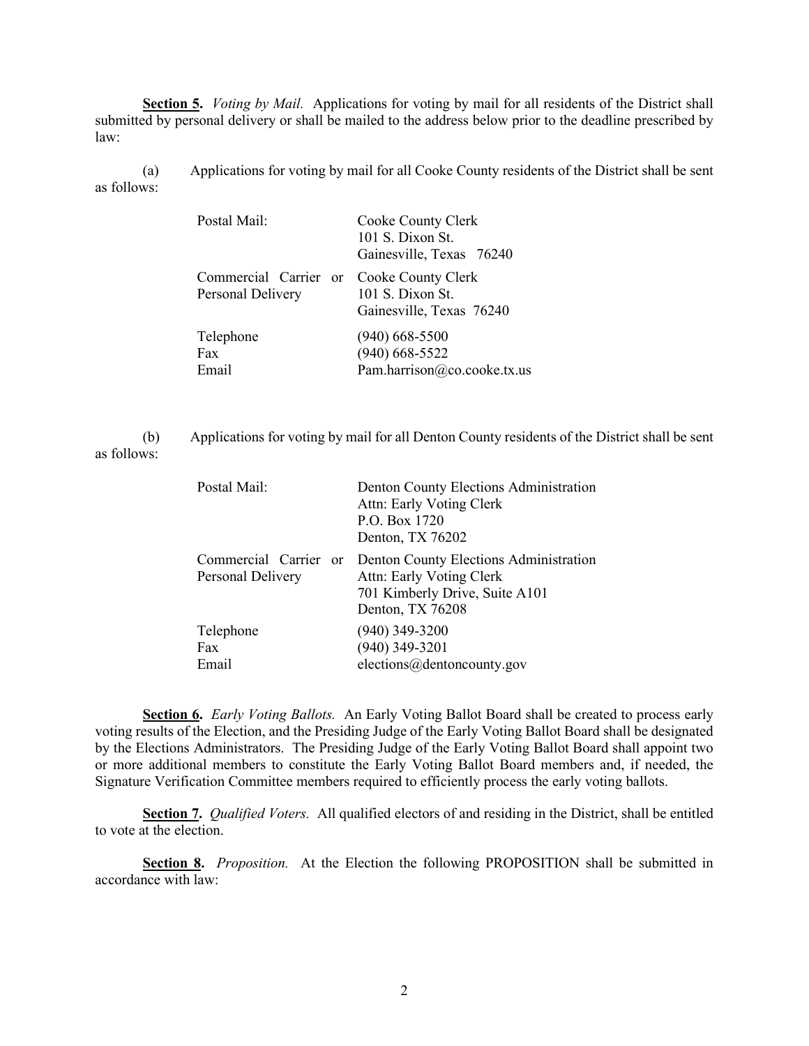**<u>Section 5</u>.** *Voting by Mail.* Applications for voting by mail for all residents of the District shall submitted by personal delivery or shall be mailed to the address below prior to the deadline prescribed by law:

(a) Applications for voting by mail for all Cooke County residents of the District shall be sent as follows:

| | |
|---|---|
| Postal Mail: | Cooke County Clerk<br>101 S. Dixon St.<br>Gainesville, Texas 76240 |
| Commercial Carrier or Personal Delivery | Cooke County Clerk<br>101 S. Dixon St.<br>Gainesville, Texas 76240 |
| Telephone<br>Fax<br>Email | (940) 668-5500<br>(940) 668-5522<br>Pam.harrison@co.cooke.tx.us |

(b) Applications for voting by mail for all Denton County residents of the District shall be sent as follows:

| | |
|---|---|
| Postal Mail: | Denton County Elections Administration<br>Attn: Early Voting Clerk<br>P.O. Box 1720<br>Denton, TX 76202 |
| Commercial Carrier or Personal Delivery | Denton County Elections Administration<br>Attn: Early Voting Clerk<br>701 Kimberly Drive, Suite A101<br>Denton, TX 76208 |
| Telephone<br>Fax<br>Email | (940) 349-3200<br>(940) 349-3201<br>elections@dentoncounty.gov |

**<u>Section 6</u>.** *Early Voting Ballots.* An Early Voting Ballot Board shall be created to process early voting results of the Election, and the Presiding Judge of the Early Voting Ballot Board shall be designated by the Elections Administrators. The Presiding Judge of the Early Voting Ballot Board shall appoint two or more additional members to constitute the Early Voting Ballot Board members and, if needed, the Signature Verification Committee members required to efficiently process the early voting ballots.

**<u>Section 7</u>.** *Qualified Voters.* All qualified electors of and residing in the District, shall be entitled to vote at the election.

**<u>Section 8</u>.** *Proposition.* At the Election the following PROPOSITION shall be submitted in accordance with law: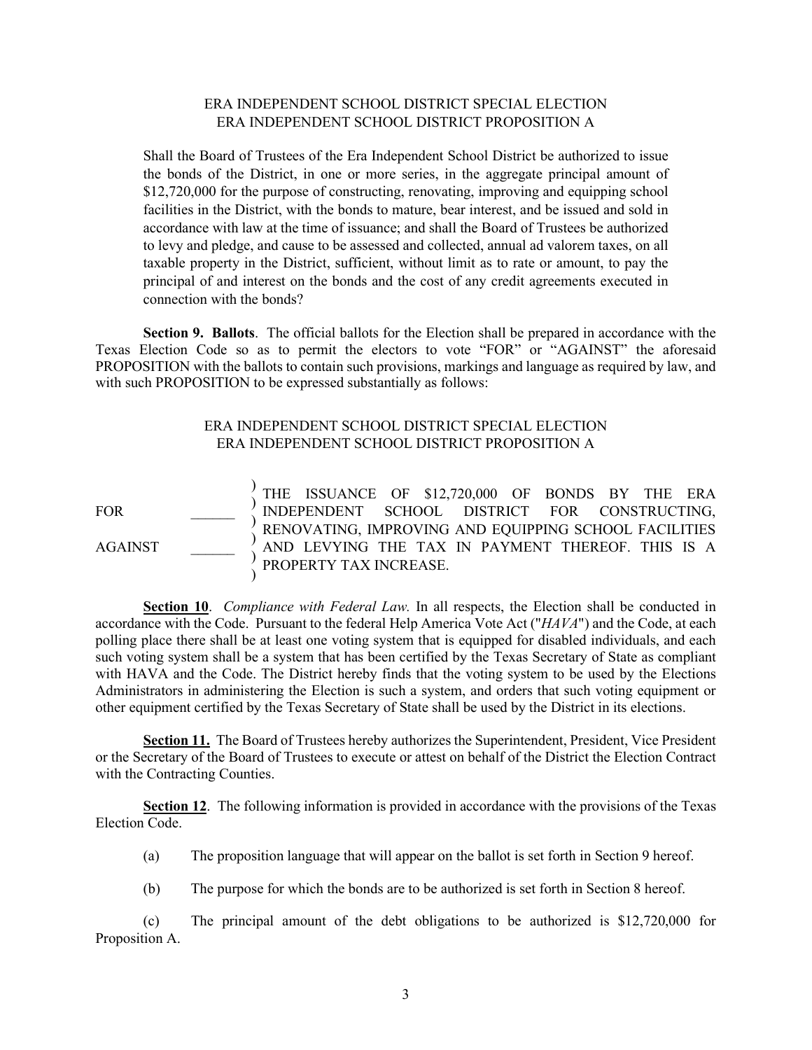ERA INDEPENDENT SCHOOL DISTRICT SPECIAL ELECTION
ERA INDEPENDENT SCHOOL DISTRICT PROPOSITION A

Shall the Board of Trustees of the Era Independent School District be authorized to issue the bonds of the District, in one or more series, in the aggregate principal amount of $12,720,000 for the purpose of constructing, renovating, improving and equipping school facilities in the District, with the bonds to mature, bear interest, and be issued and sold in accordance with law at the time of issuance; and shall the Board of Trustees be authorized to levy and pledge, and cause to be assessed and collected, annual ad valorem taxes, on all taxable property in the District, sufficient, without limit as to rate or amount, to pay the principal of and interest on the bonds and the cost of any credit agreements executed in connection with the bonds?

**Section 9. Ballots**. The official ballots for the Election shall be prepared in accordance with the Texas Election Code so as to permit the electors to vote "FOR" or "AGAINST" the aforesaid PROPOSITION with the ballots to contain such provisions, markings and language as required by law, and with such PROPOSITION to be expressed substantially as follows:

ERA INDEPENDENT SCHOOL DISTRICT SPECIAL ELECTION
ERA INDEPENDENT SCHOOL DISTRICT PROPOSITION A

| | | |
|---|---|---|
| FOR | ______ | THE ISSUANCE OF $12,720,000 OF BONDS BY THE ERA INDEPENDENT SCHOOL DISTRICT FOR CONSTRUCTING, RENOVATING, IMPROVING AND EQUIPPING SCHOOL FACILITIES AND LEVYING THE TAX IN PAYMENT THEREOF. THIS IS A PROPERTY TAX INCREASE. |
| AGAINST | ______ | |

**Section 10**. *Compliance with Federal Law.* In all respects, the Election shall be conducted in accordance with the Code. Pursuant to the federal Help America Vote Act ("*HAVA*") and the Code, at each polling place there shall be at least one voting system that is equipped for disabled individuals, and each such voting system shall be a system that has been certified by the Texas Secretary of State as compliant with HAVA and the Code. The District hereby finds that the voting system to be used by the Elections Administrators in administering the Election is such a system, and orders that such voting equipment or other equipment certified by the Texas Secretary of State shall be used by the District in its elections.

**Section 11.** The Board of Trustees hereby authorizes the Superintendent, President, Vice President or the Secretary of the Board of Trustees to execute or attest on behalf of the District the Election Contract with the Contracting Counties.

**Section 12**. The following information is provided in accordance with the provisions of the Texas Election Code.

(a) The proposition language that will appear on the ballot is set forth in Section 9 hereof.

(b) The purpose for which the bonds are to be authorized is set forth in Section 8 hereof.

(c) The principal amount of the debt obligations to be authorized is $12,720,000 for Proposition A.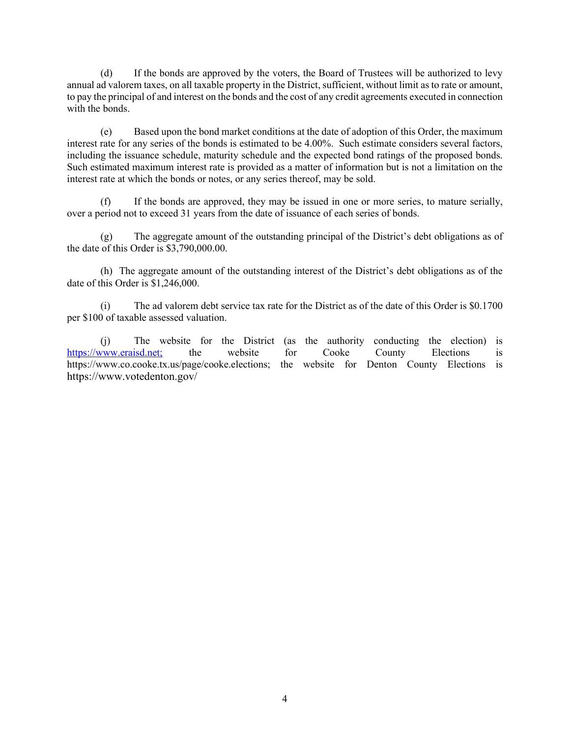(d) If the bonds are approved by the voters, the Board of Trustees will be authorized to levy annual ad valorem taxes, on all taxable property in the District, sufficient, without limit as to rate or amount, to pay the principal of and interest on the bonds and the cost of any credit agreements executed in connection with the bonds.

(e) Based upon the bond market conditions at the date of adoption of this Order, the maximum interest rate for any series of the bonds is estimated to be 4.00%. Such estimate considers several factors, including the issuance schedule, maturity schedule and the expected bond ratings of the proposed bonds. Such estimated maximum interest rate is provided as a matter of information but is not a limitation on the interest rate at which the bonds or notes, or any series thereof, may be sold.

(f) If the bonds are approved, they may be issued in one or more series, to mature serially, over a period not to exceed 31 years from the date of issuance of each series of bonds.

(g) The aggregate amount of the outstanding principal of the District's debt obligations as of the date of this Order is $3,790,000.00.

(h) The aggregate amount of the outstanding interest of the District's debt obligations as of the date of this Order is $1,246,000.

(i) The ad valorem debt service tax rate for the District as of the date of this Order is $0.1700 per $100 of taxable assessed valuation.

(j) The website for the District (as the authority conducting the election) is https://www.eraisd.net; the website for Cooke County Elections is https://www.co.cooke.tx.us/page/cooke.elections; the website for Denton County Elections is https://www.votedenton.gov/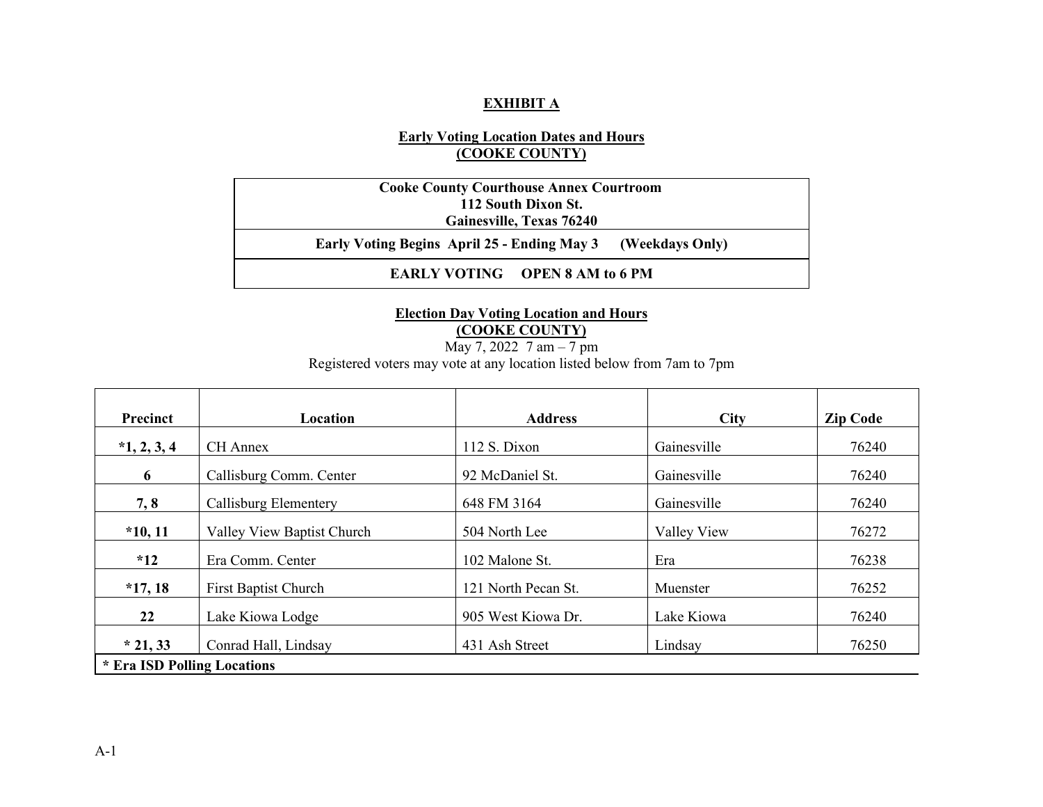# EXHIBIT A

## Early Voting Location Dates and Hours
## (COOKE COUNTY)

| Cooke County Courthouse Annex Courtroom<br>112 South Dixon St.<br>Gainesville, Texas 76240 |
|---|
| **Early Voting Begins April 25 - Ending May 3 (Weekdays Only)** |
| **EARLY VOTING OPEN 8 AM to 6 PM** |

## Election Day Voting Location and Hours
## (COOKE COUNTY)

May 7, 2022 7 am – 7 pm

Registered voters may vote at any location listed below from 7am to 7pm

| Precinct | Location | Address | City | Zip Code |
|---|---|---|---|---|
| *1, 2, 3, 4 | CH Annex | 112 S. Dixon | Gainesville | 76240 |
| 6 | Callisburg Comm. Center | 92 McDaniel St. | Gainesville | 76240 |
| 7, 8 | Callisburg Elementery | 648 FM 3164 | Gainesville | 76240 |
| *10, 11 | Valley View Baptist Church | 504 North Lee | Valley View | 76272 |
| *12 | Era Comm. Center | 102 Malone St. | Era | 76238 |
| *17, 18 | First Baptist Church | 121 North Pecan St. | Muenster | 76252 |
| 22 | Lake Kiowa Lodge | 905 West Kiowa Dr. | Lake Kiowa | 76240 |
| * 21, 33 | Conrad Hall, Lindsay | 431 Ash Street | Lindsay | 76250 |

**\* Era ISD Polling Locations**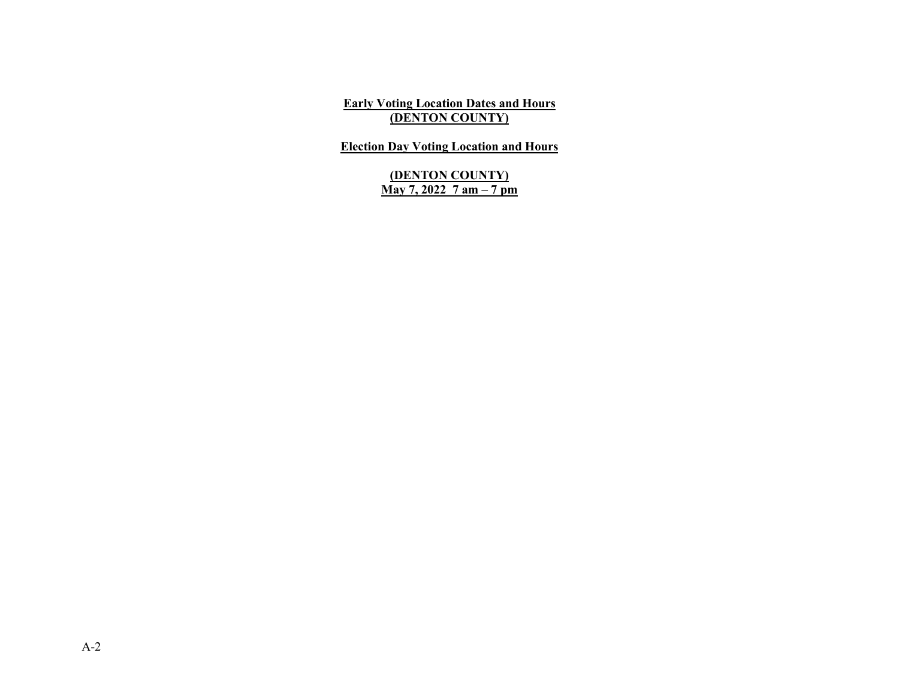**Early Voting Location Dates and Hours**
**(DENTON COUNTY)**

**Election Day Voting Location and Hours**

**(DENTON COUNTY)**
**May 7, 2022 7 am – 7 pm**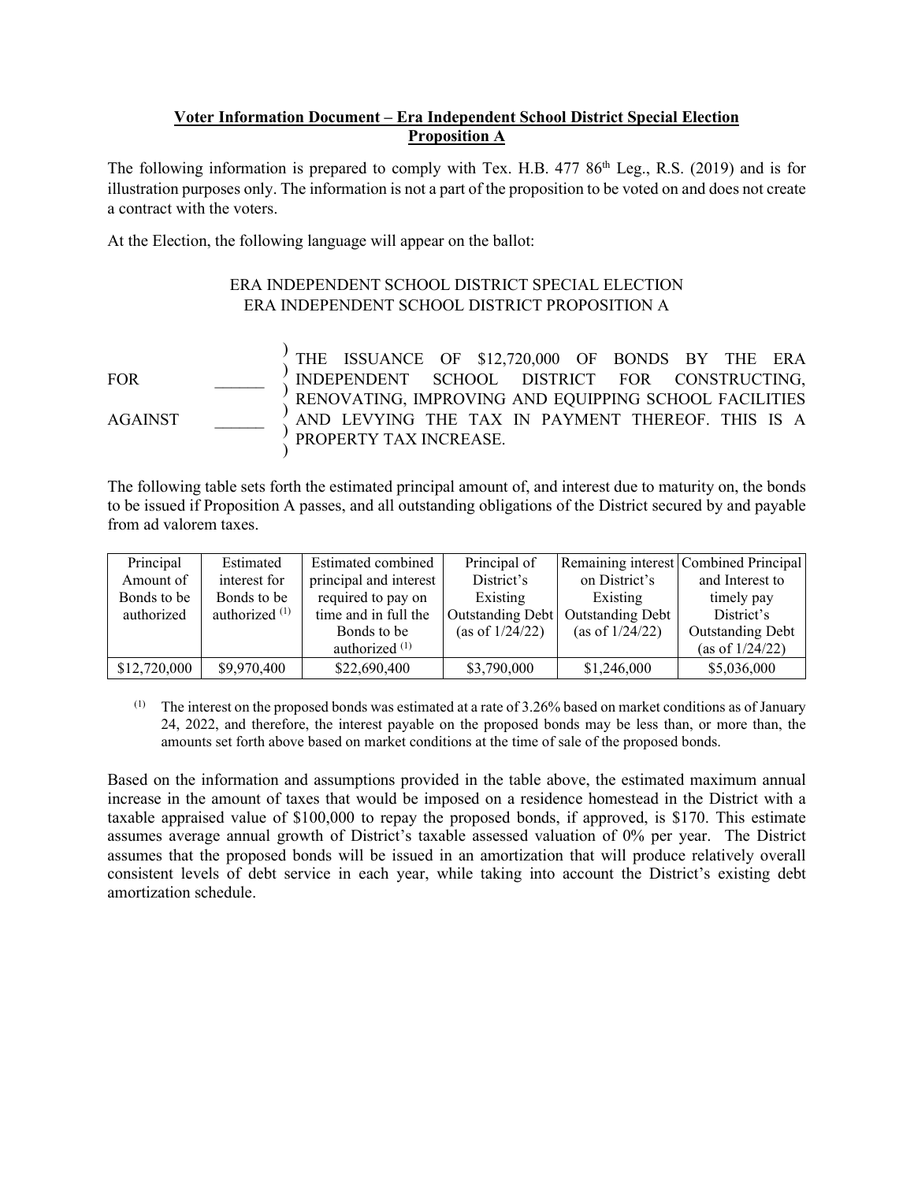**Voter Information Document – Era Independent School District Special Election Proposition A**

The following information is prepared to comply with Tex. H.B. 477 86th Leg., R.S. (2019) and is for illustration purposes only. The information is not a part of the proposition to be voted on and does not create a contract with the voters.

At the Election, the following language will appear on the ballot:

ERA INDEPENDENT SCHOOL DISTRICT SPECIAL ELECTION
ERA INDEPENDENT SCHOOL DISTRICT PROPOSITION A

| | | |
|---|---|---|
| FOR ______ | ) | THE ISSUANCE OF $12,720,000 OF BONDS BY THE ERA INDEPENDENT SCHOOL DISTRICT FOR CONSTRUCTING, RENOVATING, IMPROVING AND EQUIPPING SCHOOL FACILITIES AND LEVYING THE TAX IN PAYMENT THEREOF. THIS IS A PROPERTY TAX INCREASE. |
| AGAINST ______ | ) | |

The following table sets forth the estimated principal amount of, and interest due to maturity on, the bonds to be issued if Proposition A passes, and all outstanding obligations of the District secured by and payable from ad valorem taxes.

| Principal Amount of Bonds to be authorized | Estimated interest for Bonds to be authorized (1) | Estimated combined principal and interest required to pay on time and in full the Bonds to be authorized (1) | Principal of District's Existing Outstanding Debt (as of 1/24/22) | Remaining interest on District's Existing Outstanding Debt (as of 1/24/22) | Combined Principal and Interest to timely pay District's Outstanding Debt (as of 1/24/22) |
|---|---|---|---|---|---|
| $12,720,000 | $9,970,400 | $22,690,400 | $3,790,000 | $1,246,000 | $5,036,000 |

(1) The interest on the proposed bonds was estimated at a rate of 3.26% based on market conditions as of January 24, 2022, and therefore, the interest payable on the proposed bonds may be less than, or more than, the amounts set forth above based on market conditions at the time of sale of the proposed bonds.

Based on the information and assumptions provided in the table above, the estimated maximum annual increase in the amount of taxes that would be imposed on a residence homestead in the District with a taxable appraised value of $100,000 to repay the proposed bonds, if approved, is $170. This estimate assumes average annual growth of District's taxable assessed valuation of 0% per year. The District assumes that the proposed bonds will be issued in an amortization that will produce relatively overall consistent levels of debt service in each year, while taking into account the District's existing debt amortization schedule.